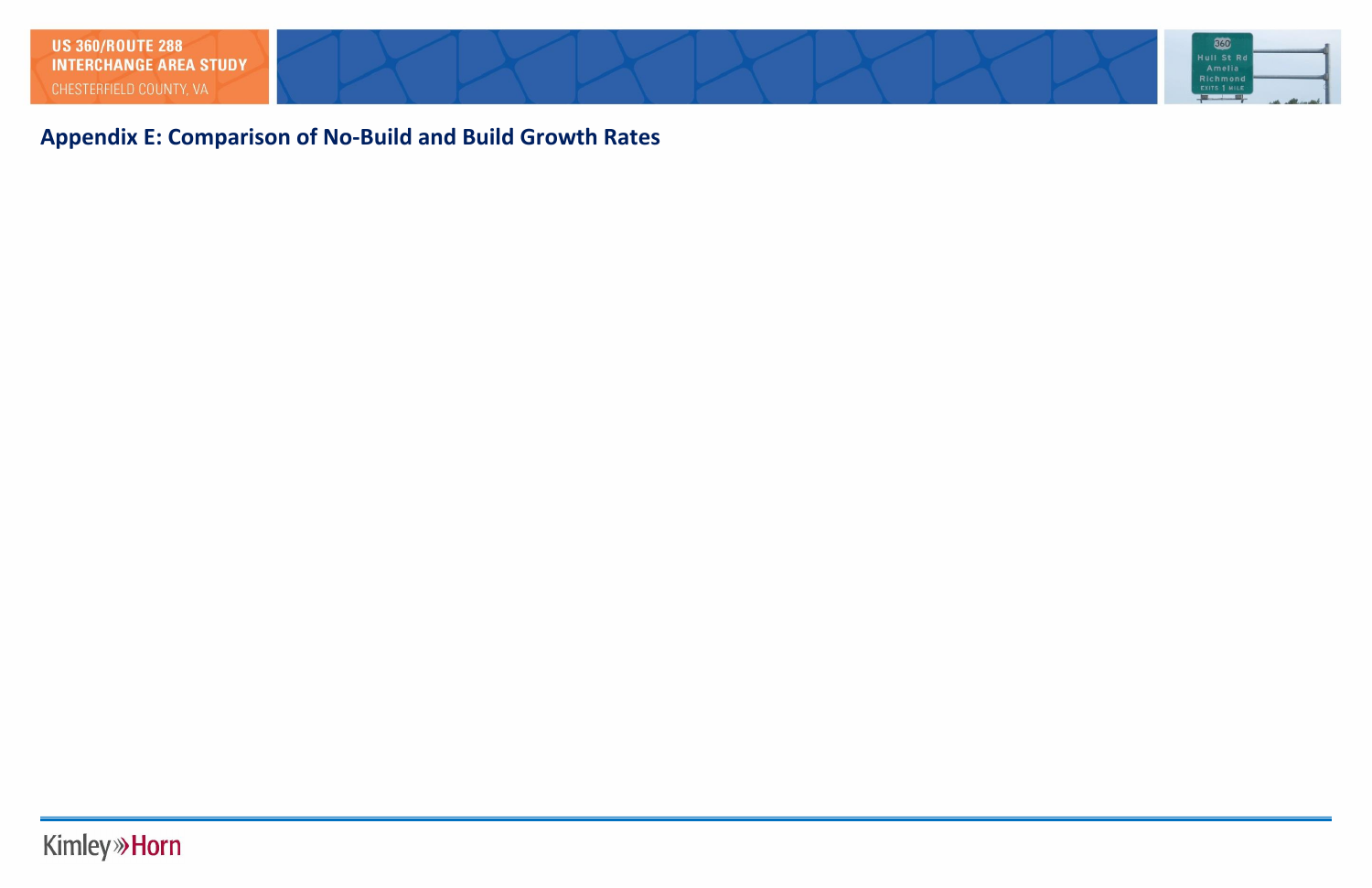# Appendix E: Comparison of No-Build and Build Growth Rates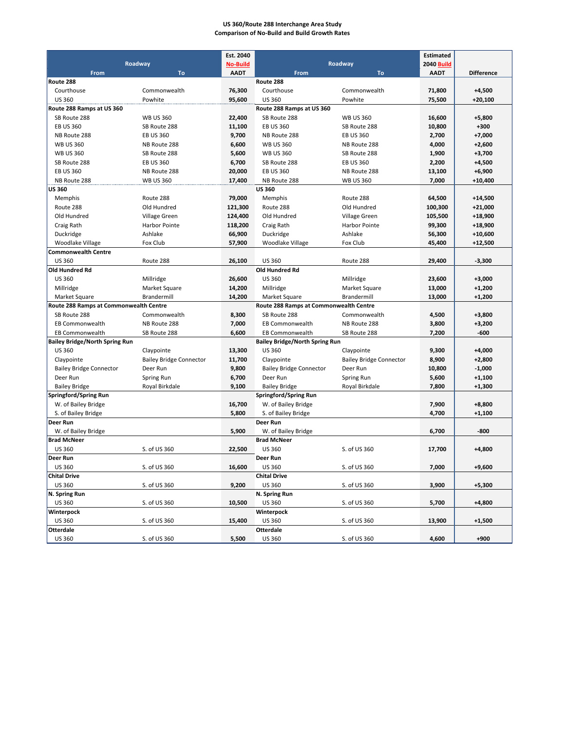**US 360/Route 288 Interchange Area Study**
**Comparison of No-Build and Build Growth Rates**

| Roadway | | Est. 2040 No-Build AADT | Roadway | | Estimated 2040 Build AADT | Difference |
|---|---|---|---|---|---|---|
| From | To | | From | To | | |
| **Route 288** | | | **Route 288** | | | |
| Courthouse | Commonwealth | 76,300 | Courthouse | Commonwealth | 71,800 | +4,500 |
| US 360 | Powhite | 95,600 | US 360 | Powhite | 75,500 | +20,100 |
| **Route 288 Ramps at US 360** | | | **Route 288 Ramps at US 360** | | | |
| SB Route 288 | WB US 360 | 22,400 | SB Route 288 | WB US 360 | 16,600 | +5,800 |
| EB US 360 | SB Route 288 | 11,100 | EB US 360 | SB Route 288 | 10,800 | +300 |
| NB Route 288 | EB US 360 | 9,700 | NB Route 288 | EB US 360 | 2,700 | +7,000 |
| WB US 360 | NB Route 288 | 6,600 | WB US 360 | NB Route 288 | 4,000 | +2,600 |
| WB US 360 | SB Route 288 | 5,600 | WB US 360 | SB Route 288 | 1,900 | +3,700 |
| SB Route 288 | EB US 360 | 6,700 | SB Route 288 | EB US 360 | 2,200 | +4,500 |
| EB US 360 | NB Route 288 | 20,000 | EB US 360 | NB Route 288 | 13,100 | +6,900 |
| NB Route 288 | WB US 360 | 17,400 | NB Route 288 | WB US 360 | 7,000 | +10,400 |
| **US 360** | | | **US 360** | | | |
| Memphis | Route 288 | 79,000 | Memphis | Route 288 | 64,500 | +14,500 |
| Route 288 | Old Hundred | 121,300 | Route 288 | Old Hundred | 100,300 | +21,000 |
| Old Hundred | Village Green | 124,400 | Old Hundred | Village Green | 105,500 | +18,900 |
| Craig Rath | Harbor Pointe | 118,200 | Craig Rath | Harbor Pointe | 99,300 | +18,900 |
| Duckridge | Ashlake | 66,900 | Duckridge | Ashlake | 56,300 | +10,600 |
| Woodlake Village | Fox Club | 57,900 | Woodlake Village | Fox Club | 45,400 | +12,500 |
| **Commonwealth Centre** | | | | | | |
| US 360 | Route 288 | 26,100 | US 360 | Route 288 | 29,400 | -3,300 |
| **Old Hundred Rd** | | | **Old Hundred Rd** | | | |
| US 360 | Millridge | 26,600 | US 360 | Millridge | 23,600 | +3,000 |
| Millridge | Market Square | 14,200 | Millridge | Market Square | 13,000 | +1,200 |
| Market Square | Brandermill | 14,200 | Market Square | Brandermill | 13,000 | +1,200 |
| **Route 288 Ramps at Commonwealth Centre** | | | **Route 288 Ramps at Commonwealth Centre** | | | |
| SB Route 288 | Commonwealth | 8,300 | SB Route 288 | Commonwealth | 4,500 | +3,800 |
| EB Commonwealth | NB Route 288 | 7,000 | EB Commonwealth | NB Route 288 | 3,800 | +3,200 |
| EB Commonwealth | SB Route 288 | 6,600 | EB Commonwealth | SB Route 288 | 7,200 | -600 |
| **Bailey Bridge/North Spring Run** | | | **Bailey Bridge/North Spring Run** | | | |
| US 360 | Claypointe | 13,300 | US 360 | Claypointe | 9,300 | +4,000 |
| Claypointe | Bailey Bridge Connector | 11,700 | Claypointe | Bailey Bridge Connector | 8,900 | +2,800 |
| Bailey Bridge Connector | Deer Run | 9,800 | Bailey Bridge Connector | Deer Run | 10,800 | -1,000 |
| Deer Run | Spring Run | 6,700 | Deer Run | Spring Run | 5,600 | +1,100 |
| Bailey Bridge | Royal Birkdale | 9,100 | Bailey Bridge | Royal Birkdale | 7,800 | +1,300 |
| **Springford/Spring Run** | | | **Springford/Spring Run** | | | |
| W. of Bailey Bridge | | 16,700 | W. of Bailey Bridge | | 7,900 | +8,800 |
| S. of Bailey Bridge | | 5,800 | S. of Bailey Bridge | | 4,700 | +1,100 |
| **Deer Run** | | | **Deer Run** | | | |
| W. of Bailey Bridge | | 5,900 | W. of Bailey Bridge | | 6,700 | -800 |
| **Brad McNeer** | | | **Brad McNeer** | | | |
| US 360 | S. of US 360 | 22,500 | US 360 | S. of US 360 | 17,700 | +4,800 |
| **Deer Run** | | | **Deer Run** | | | |
| US 360 | S. of US 360 | 16,600 | US 360 | S. of US 360 | 7,000 | +9,600 |
| **Chital Drive** | | | **Chital Drive** | | | |
| US 360 | S. of US 360 | 9,200 | US 360 | S. of US 360 | 3,900 | +5,300 |
| **N. Spring Run** | | | **N. Spring Run** | | | |
| US 360 | S. of US 360 | 10,500 | US 360 | S. of US 360 | 5,700 | +4,800 |
| **Winterpock** | | | **Winterpock** | | | |
| US 360 | S. of US 360 | 15,400 | US 360 | S. of US 360 | 13,900 | +1,500 |
| **Otterdale** | | | **Otterdale** | | | |
| US 360 | S. of US 360 | 5,500 | US 360 | S. of US 360 | 4,600 | +900 |